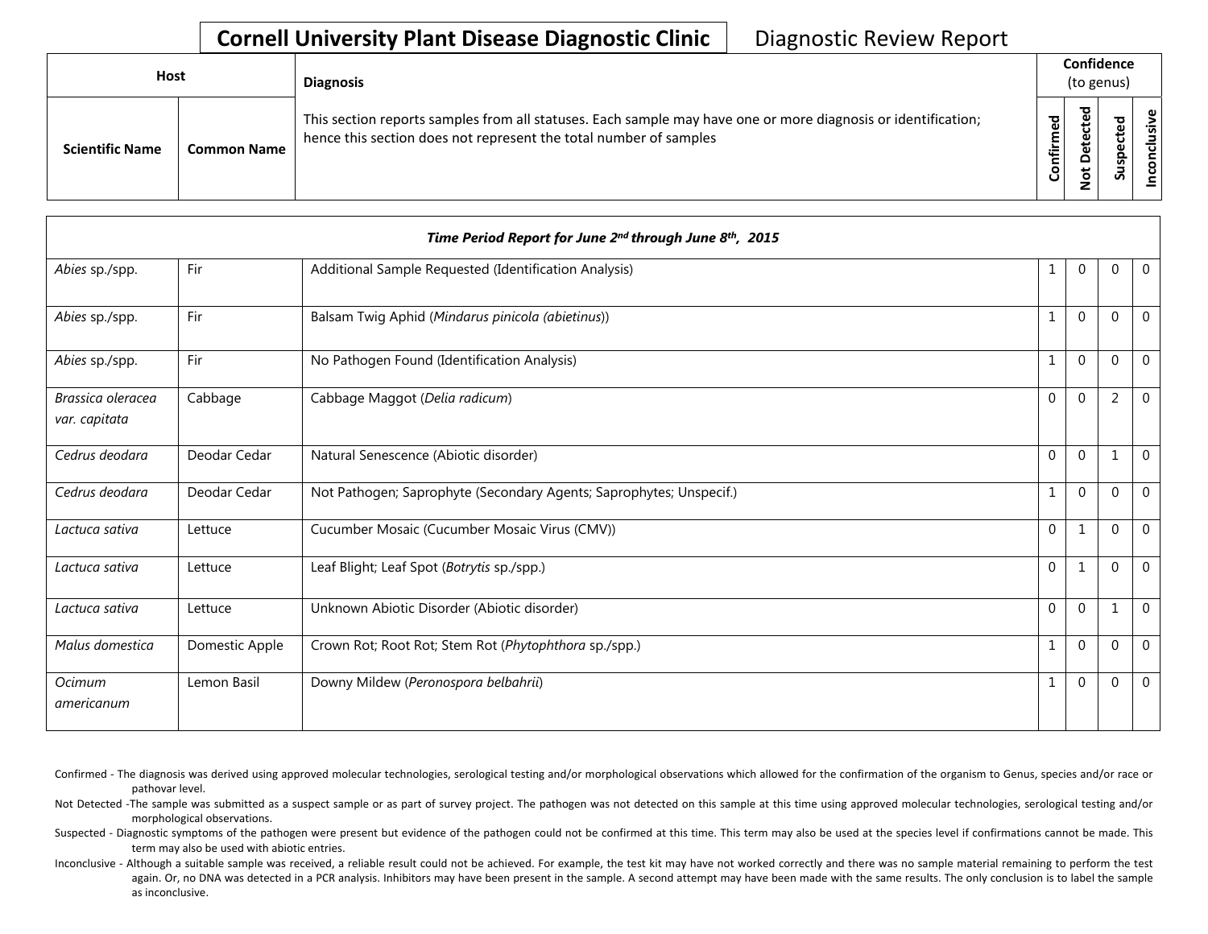# Cornell University Plant Disease Diagnostic Clinic

Diagnostic Review Report

| Host | | Diagnosis | Confidence (to genus) | | | |
|---|---|---|---|---|---|---|
| Scientific Name | Common Name | This section reports samples from all statuses. Each sample may have one or more diagnosis or identification; hence this section does not represent the total number of samples | Confirmed | Not Detected | Suspected | Inconclusive |
| ***Time Period Report for June 2nd through June 8th, 2015*** | | | | | | |
| *Abies* sp./spp. | Fir | Additional Sample Requested (Identification Analysis) | 1 | 0 | 0 | 0 |
| *Abies* sp./spp. | Fir | Balsam Twig Aphid (*Mindarus pinicola (abietinus)*) | 1 | 0 | 0 | 0 |
| *Abies* sp./spp. | Fir | No Pathogen Found (Identification Analysis) | 1 | 0 | 0 | 0 |
| *Brassica oleracea var. capitata* | Cabbage | Cabbage Maggot (*Delia radicum*) | 0 | 0 | 2 | 0 |
| *Cedrus deodara* | Deodar Cedar | Natural Senescence (Abiotic disorder) | 0 | 0 | 1 | 0 |
| *Cedrus deodara* | Deodar Cedar | Not Pathogen; Saprophyte (Secondary Agents; Saprophytes; Unspecif.) | 1 | 0 | 0 | 0 |
| *Lactuca sativa* | Lettuce | Cucumber Mosaic (Cucumber Mosaic Virus (CMV)) | 0 | 1 | 0 | 0 |
| *Lactuca sativa* | Lettuce | Leaf Blight; Leaf Spot (*Botrytis* sp./spp.) | 0 | 1 | 0 | 0 |
| *Lactuca sativa* | Lettuce | Unknown Abiotic Disorder (Abiotic disorder) | 0 | 0 | 1 | 0 |
| *Malus domestica* | Domestic Apple | Crown Rot; Root Rot; Stem Rot (*Phytophthora* sp./spp.) | 1 | 0 | 0 | 0 |
| *Ocimum americanum* | Lemon Basil | Downy Mildew (*Peronospora belbahrii*) | 1 | 0 | 0 | 0 |

Confirmed - The diagnosis was derived using approved molecular technologies, serological testing and/or morphological observations which allowed for the confirmation of the organism to Genus, species and/or race or pathovar level.

Not Detected -The sample was submitted as a suspect sample or as part of survey project. The pathogen was not detected on this sample at this time using approved molecular technologies, serological testing and/or morphological observations.

Suspected - Diagnostic symptoms of the pathogen were present but evidence of the pathogen could not be confirmed at this time. This term may also be used at the species level if confirmations cannot be made. This term may also be used with abiotic entries.

Inconclusive - Although a suitable sample was received, a reliable result could not be achieved. For example, the test kit may have not worked correctly and there was no sample material remaining to perform the test again. Or, no DNA was detected in a PCR analysis. Inhibitors may have been present in the sample. A second attempt may have been made with the same results. The only conclusion is to label the sample as inconclusive.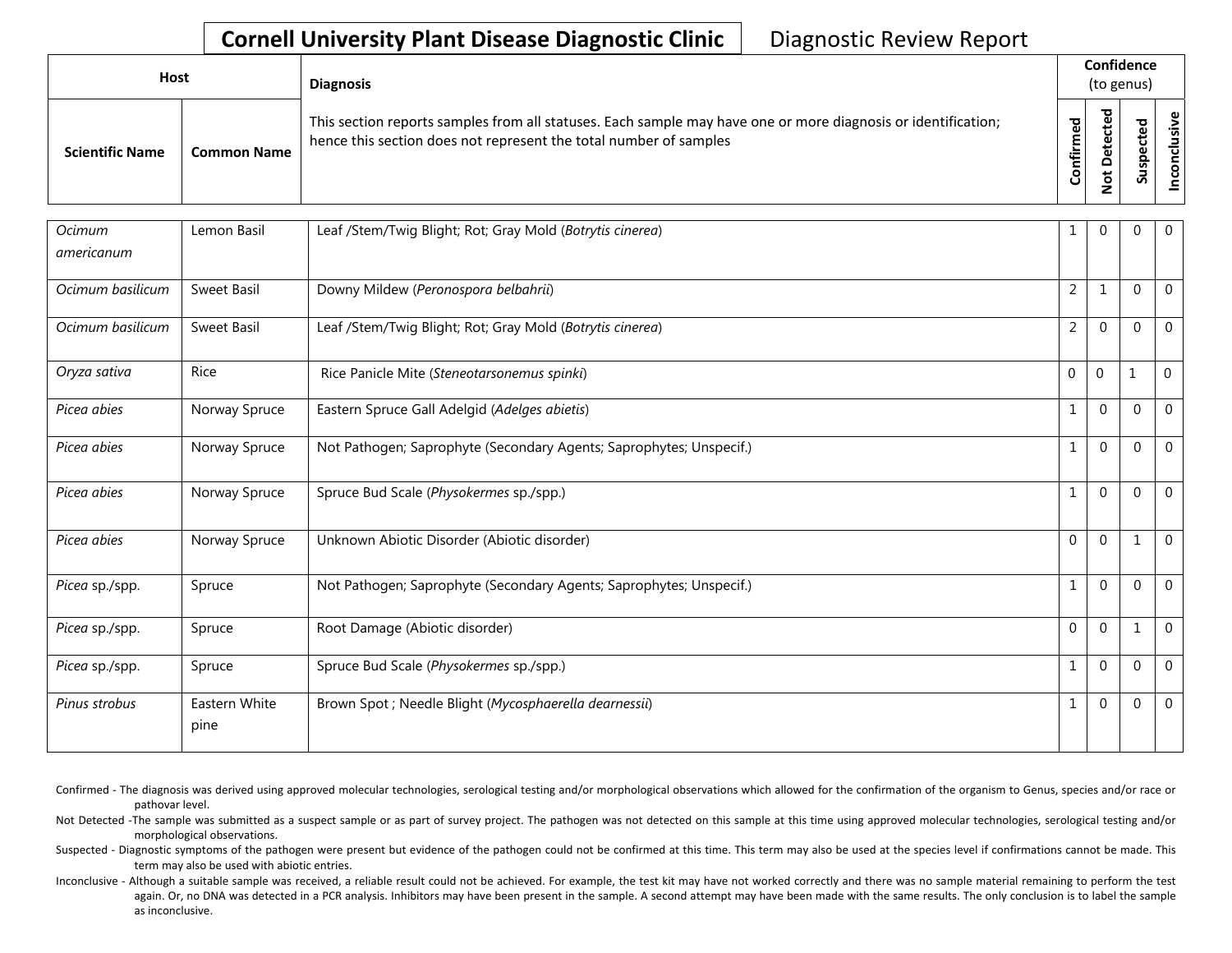**Cornell University Plant Disease Diagnostic Clinic** Diagnostic Review Report

| Host | | Diagnosis | Confidence (to genus) | | | |
|---|---|---|---|---|---|---|
| **Scientific Name** | **Common Name** | This section reports samples from all statuses. Each sample may have one or more diagnosis or identification; hence this section does not represent the total number of samples | **Confirmed** | **Not Detected** | **Suspected** | **Inconclusive** |
| *Ocimum americanum* | Lemon Basil | Leaf /Stem/Twig Blight; Rot; Gray Mold (*Botrytis cinerea*) | 1 | 0 | 0 | 0 |
| *Ocimum basilicum* | Sweet Basil | Downy Mildew (*Peronospora belbahrii*) | 2 | 1 | 0 | 0 |
| *Ocimum basilicum* | Sweet Basil | Leaf /Stem/Twig Blight; Rot; Gray Mold (*Botrytis cinerea*) | 2 | 0 | 0 | 0 |
| *Oryza sativa* | Rice | Rice Panicle Mite (*Steneotarsonemus spinki*) | 0 | 0 | 1 | 0 |
| *Picea abies* | Norway Spruce | Eastern Spruce Gall Adelgid (*Adelges abietis*) | 1 | 0 | 0 | 0 |
| *Picea abies* | Norway Spruce | Not Pathogen; Saprophyte (Secondary Agents; Saprophytes; Unspecif.) | 1 | 0 | 0 | 0 |
| *Picea abies* | Norway Spruce | Spruce Bud Scale (*Physokermes* sp./spp.) | 1 | 0 | 0 | 0 |
| *Picea abies* | Norway Spruce | Unknown Abiotic Disorder (Abiotic disorder) | 0 | 0 | 1 | 0 |
| *Picea* sp./spp. | Spruce | Not Pathogen; Saprophyte (Secondary Agents; Saprophytes; Unspecif.) | 1 | 0 | 0 | 0 |
| *Picea* sp./spp. | Spruce | Root Damage (Abiotic disorder) | 0 | 0 | 1 | 0 |
| *Picea* sp./spp. | Spruce | Spruce Bud Scale (*Physokermes* sp./spp.) | 1 | 0 | 0 | 0 |
| *Pinus strobus* | Eastern White pine | Brown Spot ; Needle Blight (*Mycosphaerella dearnessii*) | 1 | 0 | 0 | 0 |

Confirmed - The diagnosis was derived using approved molecular technologies, serological testing and/or morphological observations which allowed for the confirmation of the organism to Genus, species and/or race or pathovar level.

Not Detected -The sample was submitted as a suspect sample or as part of survey project. The pathogen was not detected on this sample at this time using approved molecular technologies, serological testing and/or morphological observations.

Suspected - Diagnostic symptoms of the pathogen were present but evidence of the pathogen could not be confirmed at this time. This term may also be used at the species level if confirmations cannot be made. This term may also be used with abiotic entries.

Inconclusive - Although a suitable sample was received, a reliable result could not be achieved. For example, the test kit may have not worked correctly and there was no sample material remaining to perform the test again. Or, no DNA was detected in a PCR analysis. Inhibitors may have been present in the sample. A second attempt may have been made with the same results. The only conclusion is to label the sample as inconclusive.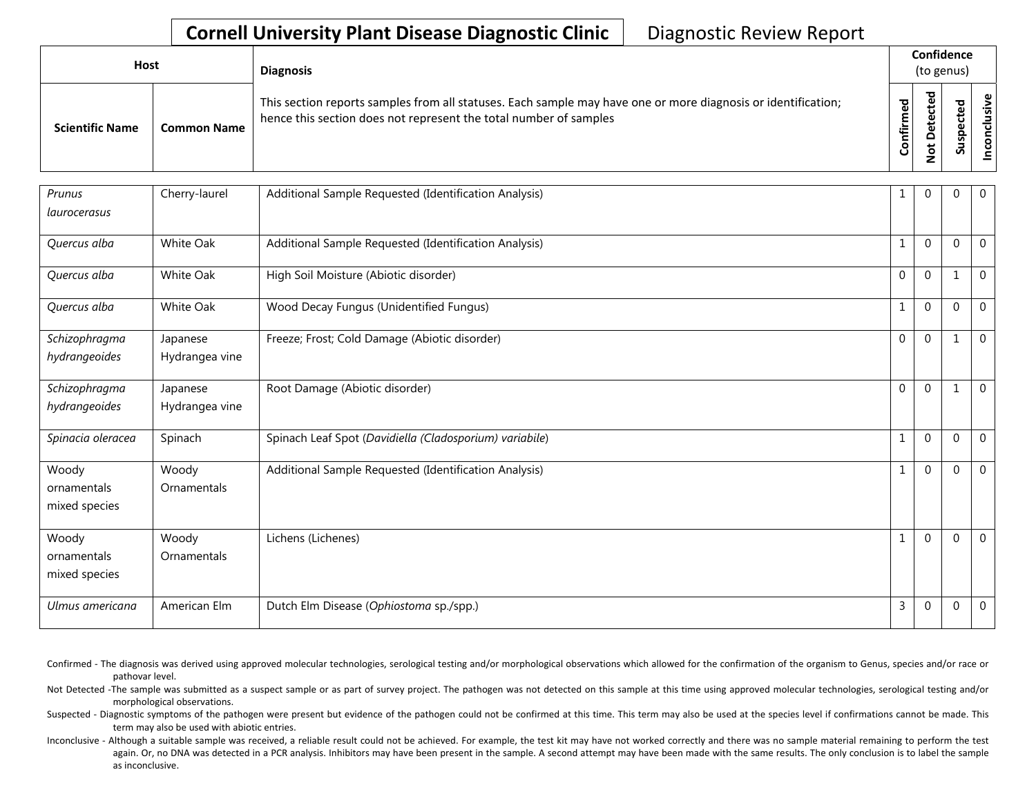**Cornell University Plant Disease Diagnostic Clinic** Diagnostic Review Report

| Host | | Diagnosis | Confidence (to genus) | | | |
|---|---|---|---|---|---|---|
| Scientific Name | Common Name | This section reports samples from all statuses. Each sample may have one or more diagnosis or identification; hence this section does not represent the total number of samples | Confirmed | Not Detected | Suspected | Inconclusive |
| *Prunus laurocerasus* | Cherry-laurel | Additional Sample Requested (Identification Analysis) | 1 | 0 | 0 | 0 |
| *Quercus alba* | White Oak | Additional Sample Requested (Identification Analysis) | 1 | 0 | 0 | 0 |
| *Quercus alba* | White Oak | High Soil Moisture (Abiotic disorder) | 0 | 0 | 1 | 0 |
| *Quercus alba* | White Oak | Wood Decay Fungus (Unidentified Fungus) | 1 | 0 | 0 | 0 |
| *Schizophragma hydrangeoides* | Japanese Hydrangea vine | Freeze; Frost; Cold Damage (Abiotic disorder) | 0 | 0 | 1 | 0 |
| *Schizophragma hydrangeoides* | Japanese Hydrangea vine | Root Damage (Abiotic disorder) | 0 | 0 | 1 | 0 |
| *Spinacia oleracea* | Spinach | Spinach Leaf Spot (*Davidiella (Cladosporium) variabile*) | 1 | 0 | 0 | 0 |
| Woody ornamentals mixed species | Woody Ornamentals | Additional Sample Requested (Identification Analysis) | 1 | 0 | 0 | 0 |
| Woody ornamentals mixed species | Woody Ornamentals | Lichens (Lichenes) | 1 | 0 | 0 | 0 |
| *Ulmus americana* | American Elm | Dutch Elm Disease (*Ophiostoma* sp./spp.) | 3 | 0 | 0 | 0 |

Confirmed - The diagnosis was derived using approved molecular technologies, serological testing and/or morphological observations which allowed for the confirmation of the organism to Genus, species and/or race or pathovar level.

Not Detected -The sample was submitted as a suspect sample or as part of survey project. The pathogen was not detected on this sample at this time using approved molecular technologies, serological testing and/or morphological observations.

Suspected - Diagnostic symptoms of the pathogen were present but evidence of the pathogen could not be confirmed at this time. This term may also be used at the species level if confirmations cannot be made. This term may also be used with abiotic entries.

Inconclusive - Although a suitable sample was received, a reliable result could not be achieved. For example, the test kit may have not worked correctly and there was no sample material remaining to perform the test again. Or, no DNA was detected in a PCR analysis. Inhibitors may have been present in the sample. A second attempt may have been made with the same results. The only conclusion is to label the sample as inconclusive.